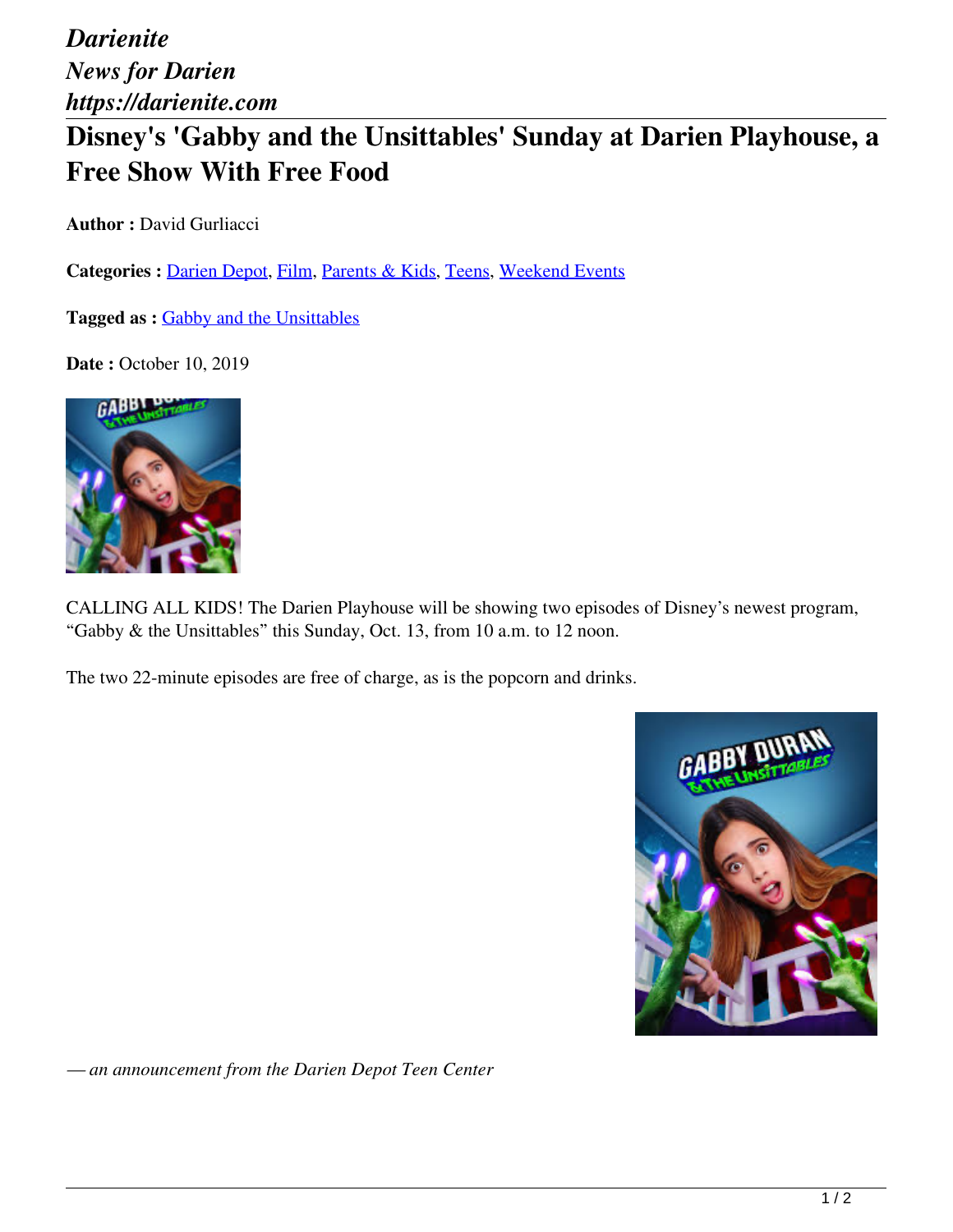*Darienite*
*News for Darien*
*https://darienite.com*

# Disney's 'Gabby and the Unsittables' Sunday at Darien Playhouse, a Free Show With Free Food

**Author :** David Gurliacci

**Categories :** Darien Depot, Film, Parents & Kids, Teens, Weekend Events

**Tagged as :** Gabby and the Unsittables

**Date :** October 10, 2019

CALLING ALL KIDS! The Darien Playhouse will be showing two episodes of Disney's newest program, "Gabby & the Unsittables" this Sunday, Oct. 13, from 10 a.m. to 12 noon.

The two 22-minute episodes are free of charge, as is the popcorn and drinks.

*— an announcement from the Darien Depot Teen Center*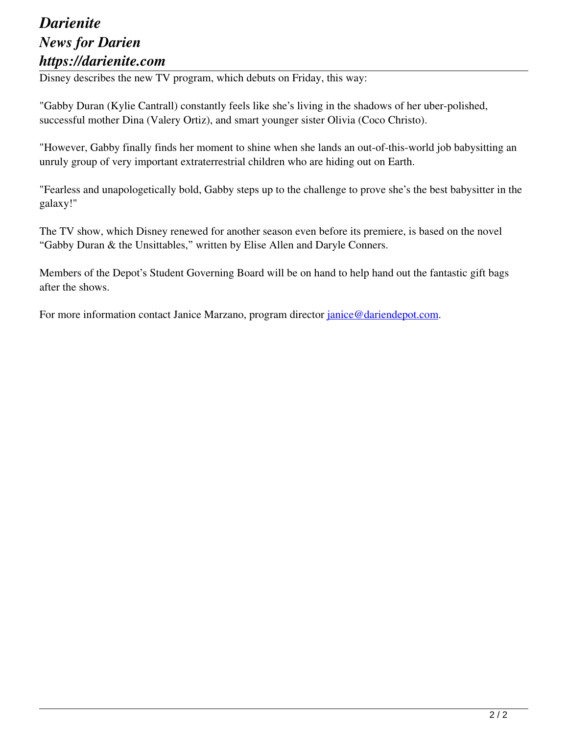Disney describes the new TV program, which debuts on Friday, this way:

"Gabby Duran (Kylie Cantrall) constantly feels like she's living in the shadows of her uber-polished, successful mother Dina (Valery Ortiz), and smart younger sister Olivia (Coco Christo).

"However, Gabby finally finds her moment to shine when she lands an out-of-this-world job babysitting an unruly group of very important extraterrestrial children who are hiding out on Earth.

"Fearless and unapologetically bold, Gabby steps up to the challenge to prove she's the best babysitter in the galaxy!"

The TV show, which Disney renewed for another season even before its premiere, is based on the novel "Gabby Duran & the Unsittables," written by Elise Allen and Daryle Conners.

Members of the Depot's Student Governing Board will be on hand to help hand out the fantastic gift bags after the shows.

For more information contact Janice Marzano, program director [janice@dariendepot.com](mailto:janice@dariendepot.com).